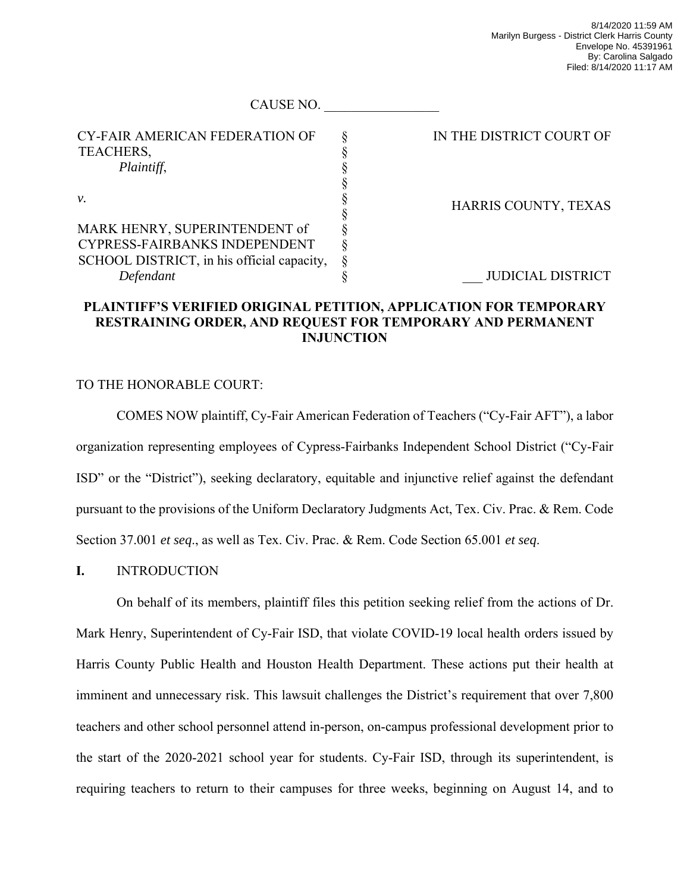8/14/2020 11:59 AM
Marilyn Burgess - District Clerk Harris County
Envelope No. 45391961
By: Carolina Salgado
Filed: 8/14/2020 11:17 AM

CAUSE NO. _________________

| | | |
|---|---|---|
| CY-FAIR AMERICAN FEDERATION OF TEACHERS, *Plaintiff*, | § | IN THE DISTRICT COURT OF |
| *v.* | § | HARRIS COUNTY, TEXAS |
| MARK HENRY, SUPERINTENDENT of CYPRESS-FAIRBANKS INDEPENDENT SCHOOL DISTRICT, in his official capacity, *Defendant* | § | ___ JUDICIAL DISTRICT |

**PLAINTIFF'S VERIFIED ORIGINAL PETITION, APPLICATION FOR TEMPORARY RESTRAINING ORDER, AND REQUEST FOR TEMPORARY AND PERMANENT INJUNCTION**

TO THE HONORABLE COURT:

COMES NOW plaintiff, Cy-Fair American Federation of Teachers ("Cy-Fair AFT"), a labor organization representing employees of Cypress-Fairbanks Independent School District ("Cy-Fair ISD" or the "District"), seeking declaratory, equitable and injunctive relief against the defendant pursuant to the provisions of the Uniform Declaratory Judgments Act, Tex. Civ. Prac. & Rem. Code Section 37.001 *et seq*., as well as Tex. Civ. Prac. & Rem. Code Section 65.001 *et seq*.

**I.** INTRODUCTION

On behalf of its members, plaintiff files this petition seeking relief from the actions of Dr. Mark Henry, Superintendent of Cy-Fair ISD, that violate COVID-19 local health orders issued by Harris County Public Health and Houston Health Department. These actions put their health at imminent and unnecessary risk. This lawsuit challenges the District's requirement that over 7,800 teachers and other school personnel attend in-person, on-campus professional development prior to the start of the 2020-2021 school year for students. Cy-Fair ISD, through its superintendent, is requiring teachers to return to their campuses for three weeks, beginning on August 14, and to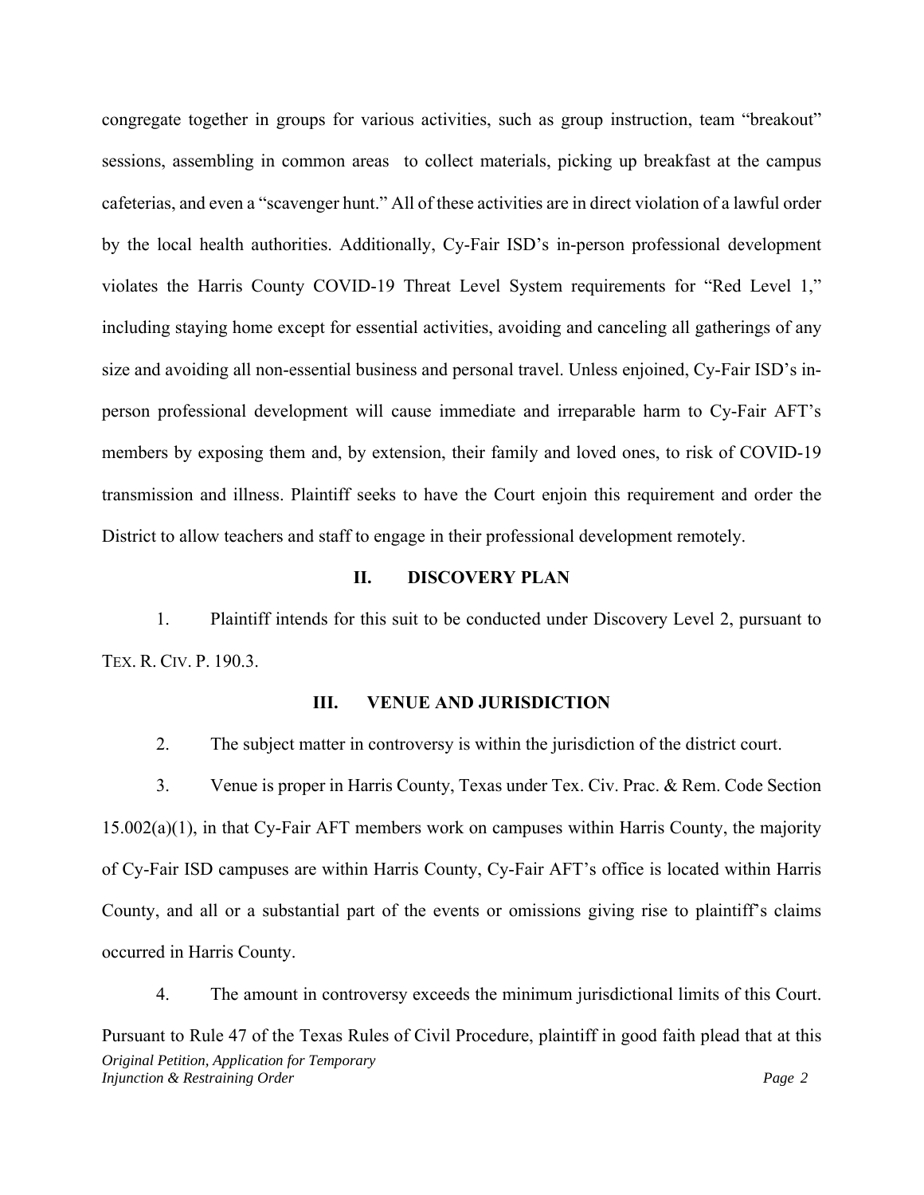congregate together in groups for various activities, such as group instruction, team "breakout" sessions, assembling in common areas to collect materials, picking up breakfast at the campus cafeterias, and even a "scavenger hunt." All of these activities are in direct violation of a lawful order by the local health authorities. Additionally, Cy-Fair ISD's in-person professional development violates the Harris County COVID-19 Threat Level System requirements for "Red Level 1," including staying home except for essential activities, avoiding and canceling all gatherings of any size and avoiding all non-essential business and personal travel. Unless enjoined, Cy-Fair ISD's in-person professional development will cause immediate and irreparable harm to Cy-Fair AFT's members by exposing them and, by extension, their family and loved ones, to risk of COVID-19 transmission and illness. Plaintiff seeks to have the Court enjoin this requirement and order the District to allow teachers and staff to engage in their professional development remotely.

## II. DISCOVERY PLAN

1. Plaintiff intends for this suit to be conducted under Discovery Level 2, pursuant to TEX. R. CIV. P. 190.3.

## III. VENUE AND JURISDICTION

2. The subject matter in controversy is within the jurisdiction of the district court.

3. Venue is proper in Harris County, Texas under Tex. Civ. Prac. & Rem. Code Section 15.002(a)(1), in that Cy-Fair AFT members work on campuses within Harris County, the majority of Cy-Fair ISD campuses are within Harris County, Cy-Fair AFT's office is located within Harris County, and all or a substantial part of the events or omissions giving rise to plaintiff's claims occurred in Harris County.

4. The amount in controversy exceeds the minimum jurisdictional limits of this Court. Pursuant to Rule 47 of the Texas Rules of Civil Procedure, plaintiff in good faith plead that at this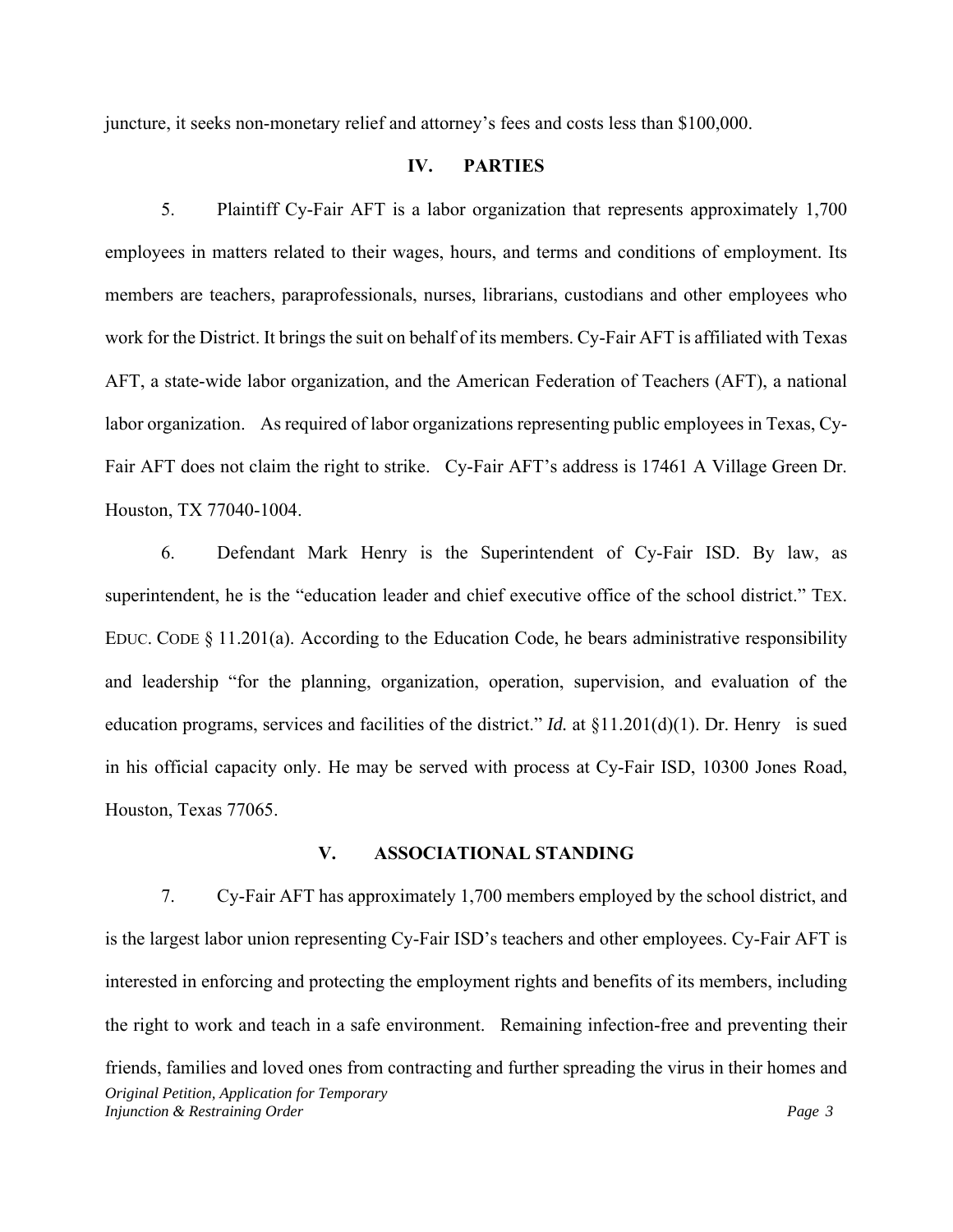juncture, it seeks non-monetary relief and attorney's fees and costs less than $100,000.

## IV. PARTIES

5. Plaintiff Cy-Fair AFT is a labor organization that represents approximately 1,700 employees in matters related to their wages, hours, and terms and conditions of employment. Its members are teachers, paraprofessionals, nurses, librarians, custodians and other employees who work for the District. It brings the suit on behalf of its members. Cy-Fair AFT is affiliated with Texas AFT, a state-wide labor organization, and the American Federation of Teachers (AFT), a national labor organization. As required of labor organizations representing public employees in Texas, Cy-Fair AFT does not claim the right to strike. Cy-Fair AFT's address is 17461 A Village Green Dr. Houston, TX 77040-1004.

6. Defendant Mark Henry is the Superintendent of Cy-Fair ISD. By law, as superintendent, he is the "education leader and chief executive office of the school district." TEX. EDUC. CODE § 11.201(a). According to the Education Code, he bears administrative responsibility and leadership "for the planning, organization, operation, supervision, and evaluation of the education programs, services and facilities of the district." *Id.* at §11.201(d)(1). Dr. Henry is sued in his official capacity only. He may be served with process at Cy-Fair ISD, 10300 Jones Road, Houston, Texas 77065.

## V. ASSOCIATIONAL STANDING

7. Cy-Fair AFT has approximately 1,700 members employed by the school district, and is the largest labor union representing Cy-Fair ISD's teachers and other employees. Cy-Fair AFT is interested in enforcing and protecting the employment rights and benefits of its members, including the right to work and teach in a safe environment. Remaining infection-free and preventing their friends, families and loved ones from contracting and further spreading the virus in their homes and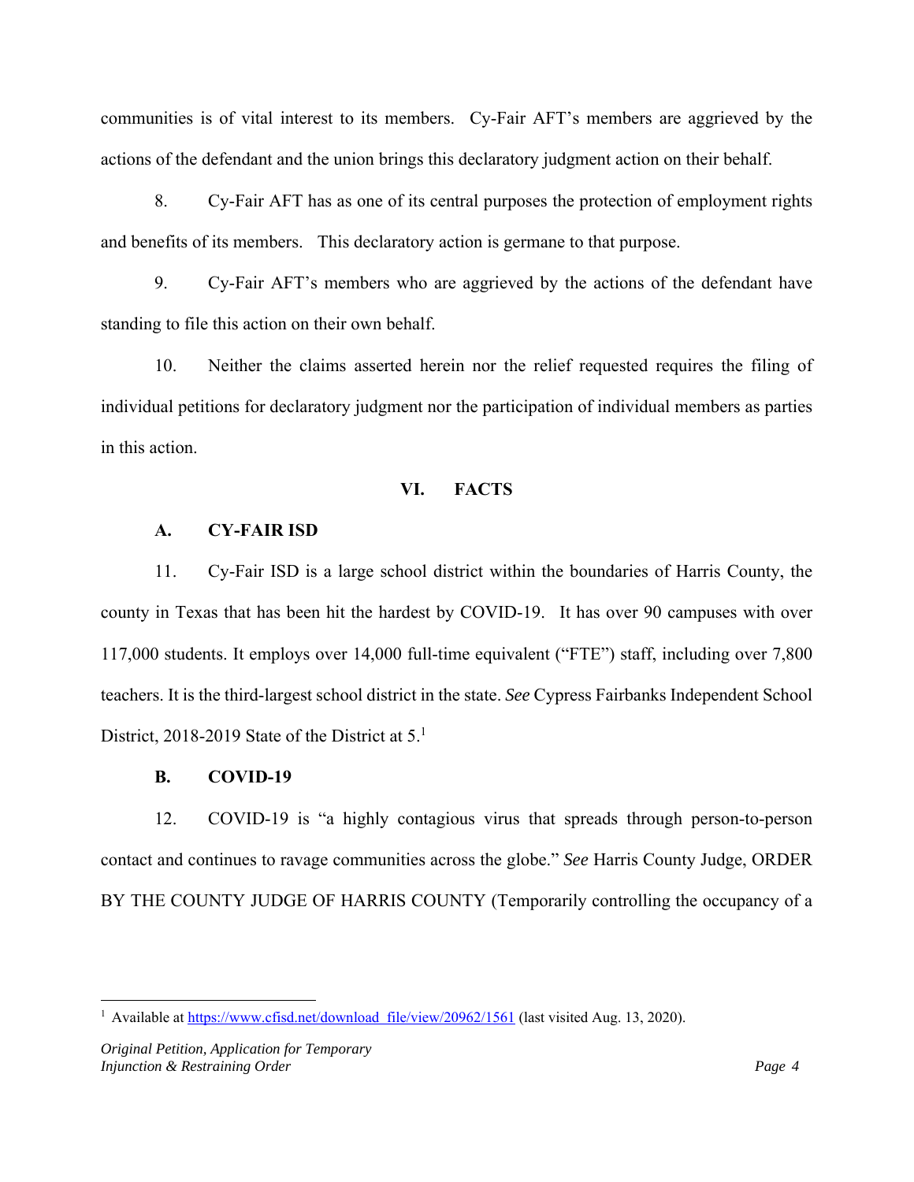communities is of vital interest to its members. Cy-Fair AFT's members are aggrieved by the actions of the defendant and the union brings this declaratory judgment action on their behalf.

8. Cy-Fair AFT has as one of its central purposes the protection of employment rights and benefits of its members. This declaratory action is germane to that purpose.

9. Cy-Fair AFT's members who are aggrieved by the actions of the defendant have standing to file this action on their own behalf.

10. Neither the claims asserted herein nor the relief requested requires the filing of individual petitions for declaratory judgment nor the participation of individual members as parties in this action.

## VI. FACTS

### A. CY-FAIR ISD

11. Cy-Fair ISD is a large school district within the boundaries of Harris County, the county in Texas that has been hit the hardest by COVID-19. It has over 90 campuses with over 117,000 students. It employs over 14,000 full-time equivalent ("FTE") staff, including over 7,800 teachers. It is the third-largest school district in the state. *See* Cypress Fairbanks Independent School District, 2018-2019 State of the District at 5.[1]

### B. COVID-19

12. COVID-19 is "a highly contagious virus that spreads through person-to-person contact and continues to ravage communities across the globe." *See* Harris County Judge, ORDER BY THE COUNTY JUDGE OF HARRIS COUNTY (Temporarily controlling the occupancy of a

[1] Available at https://www.cfisd.net/download_file/view/20962/1561 (last visited Aug. 13, 2020).

*Original Petition, Application for Temporary Injunction & Restraining Order*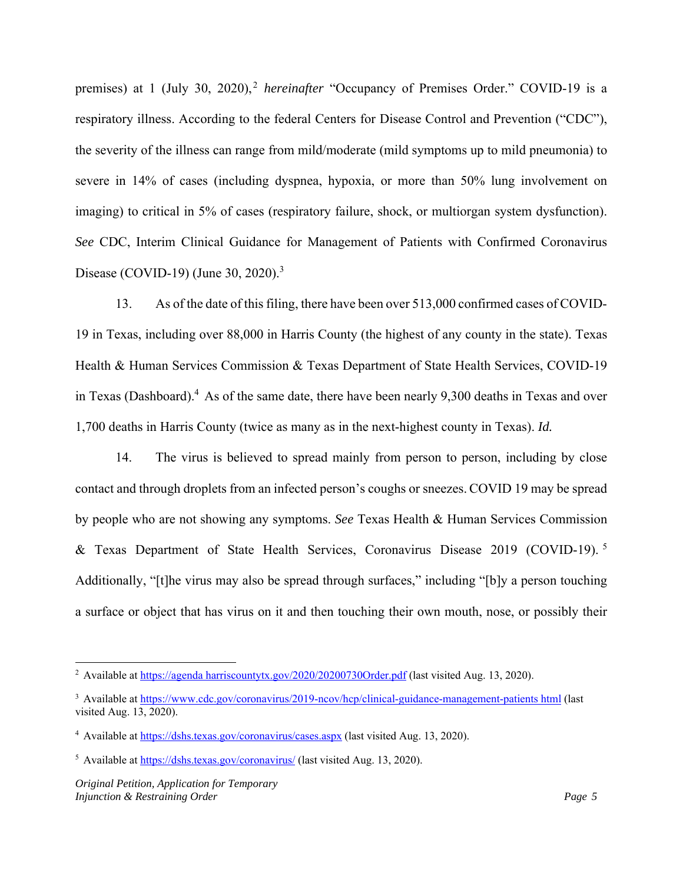premises) at 1 (July 30, 2020),[2] *hereinafter* "Occupancy of Premises Order." COVID-19 is a respiratory illness. According to the federal Centers for Disease Control and Prevention ("CDC"), the severity of the illness can range from mild/moderate (mild symptoms up to mild pneumonia) to severe in 14% of cases (including dyspnea, hypoxia, or more than 50% lung involvement on imaging) to critical in 5% of cases (respiratory failure, shock, or multiorgan system dysfunction). *See* CDC, Interim Clinical Guidance for Management of Patients with Confirmed Coronavirus Disease (COVID-19) (June 30, 2020).[3]

13. As of the date of this filing, there have been over 513,000 confirmed cases of COVID-19 in Texas, including over 88,000 in Harris County (the highest of any county in the state). Texas Health & Human Services Commission & Texas Department of State Health Services, COVID-19 in Texas (Dashboard).[4] As of the same date, there have been nearly 9,300 deaths in Texas and over 1,700 deaths in Harris County (twice as many as in the next-highest county in Texas). *Id.*

14. The virus is believed to spread mainly from person to person, including by close contact and through droplets from an infected person's coughs or sneezes. COVID 19 may be spread by people who are not showing any symptoms. *See* Texas Health & Human Services Commission & Texas Department of State Health Services, Coronavirus Disease 2019 (COVID-19).[5] Additionally, "[t]he virus may also be spread through surfaces," including "[b]y a person touching a surface or object that has virus on it and then touching their own mouth, nose, or possibly their

---

[2] Available at https://agenda harriscountytx.gov/2020/20200730Order.pdf (last visited Aug. 13, 2020).

[3] Available at https://www.cdc.gov/coronavirus/2019-ncov/hcp/clinical-guidance-management-patients html (last visited Aug. 13, 2020).

[4] Available at https://dshs.texas.gov/coronavirus/cases.aspx (last visited Aug. 13, 2020).

[5] Available at https://dshs.texas.gov/coronavirus/ (last visited Aug. 13, 2020).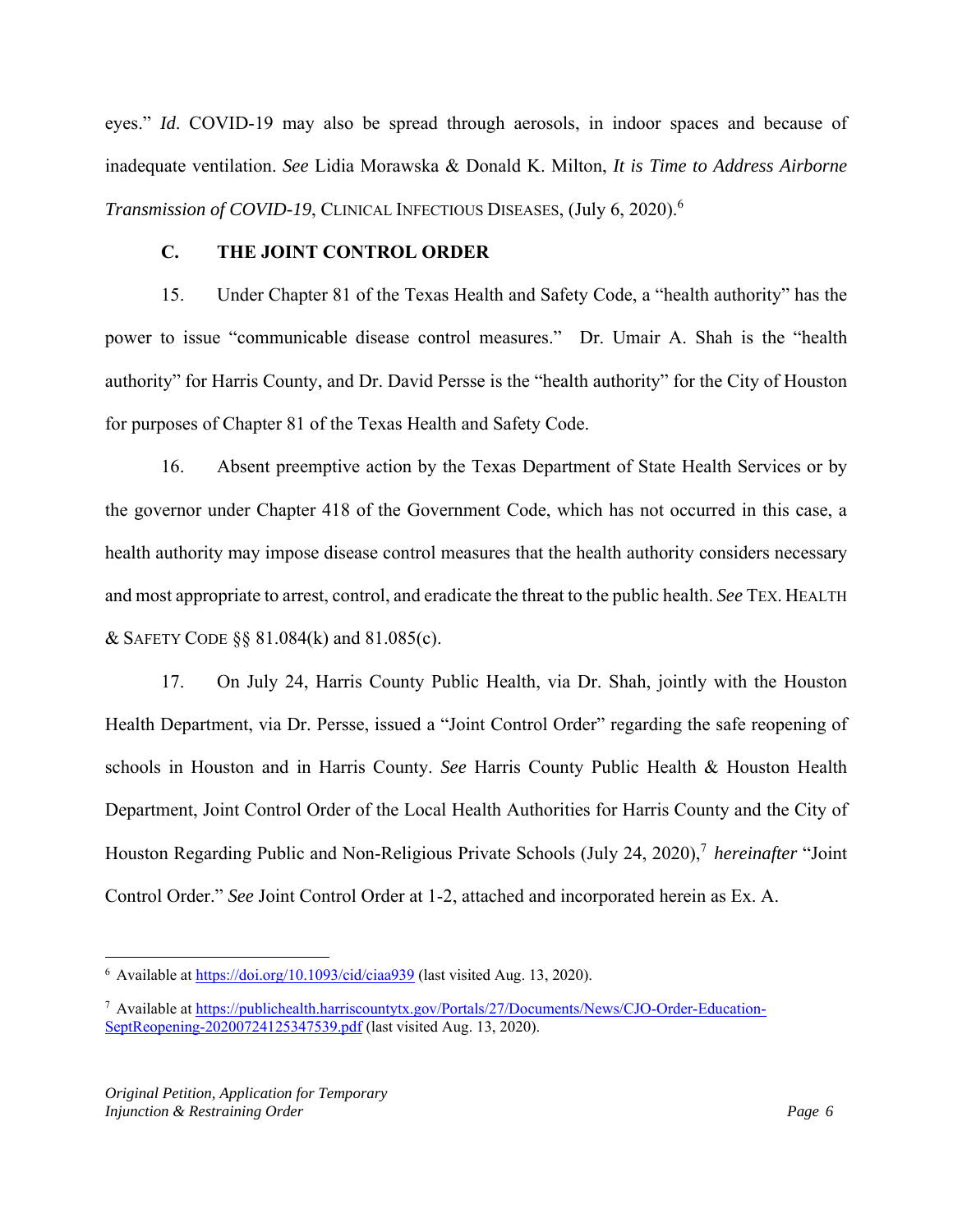eyes." *Id*. COVID-19 may also be spread through aerosols, in indoor spaces and because of inadequate ventilation. *See* Lidia Morawska & Donald K. Milton, *It is Time to Address Airborne Transmission of COVID-19*, CLINICAL INFECTIOUS DISEASES, (July 6, 2020).[6]

### C. THE JOINT CONTROL ORDER

15. Under Chapter 81 of the Texas Health and Safety Code, a "health authority" has the power to issue "communicable disease control measures." Dr. Umair A. Shah is the "health authority" for Harris County, and Dr. David Persse is the "health authority" for the City of Houston for purposes of Chapter 81 of the Texas Health and Safety Code.

16. Absent preemptive action by the Texas Department of State Health Services or by the governor under Chapter 418 of the Government Code, which has not occurred in this case, a health authority may impose disease control measures that the health authority considers necessary and most appropriate to arrest, control, and eradicate the threat to the public health. *See* TEX. HEALTH & SAFETY CODE §§ 81.084(k) and 81.085(c).

17. On July 24, Harris County Public Health, via Dr. Shah, jointly with the Houston Health Department, via Dr. Persse, issued a "Joint Control Order" regarding the safe reopening of schools in Houston and in Harris County. *See* Harris County Public Health & Houston Health Department, Joint Control Order of the Local Health Authorities for Harris County and the City of Houston Regarding Public and Non-Religious Private Schools (July 24, 2020),[7] *hereinafter* "Joint Control Order." *See* Joint Control Order at 1-2, attached and incorporated herein as Ex. A.

---

[6] Available at https://doi.org/10.1093/cid/ciaa939 (last visited Aug. 13, 2020).

[7] Available at https://publichealth.harriscountytx.gov/Portals/27/Documents/News/CJO-Order-Education-SeptReopening-20200724125347539.pdf (last visited Aug. 13, 2020).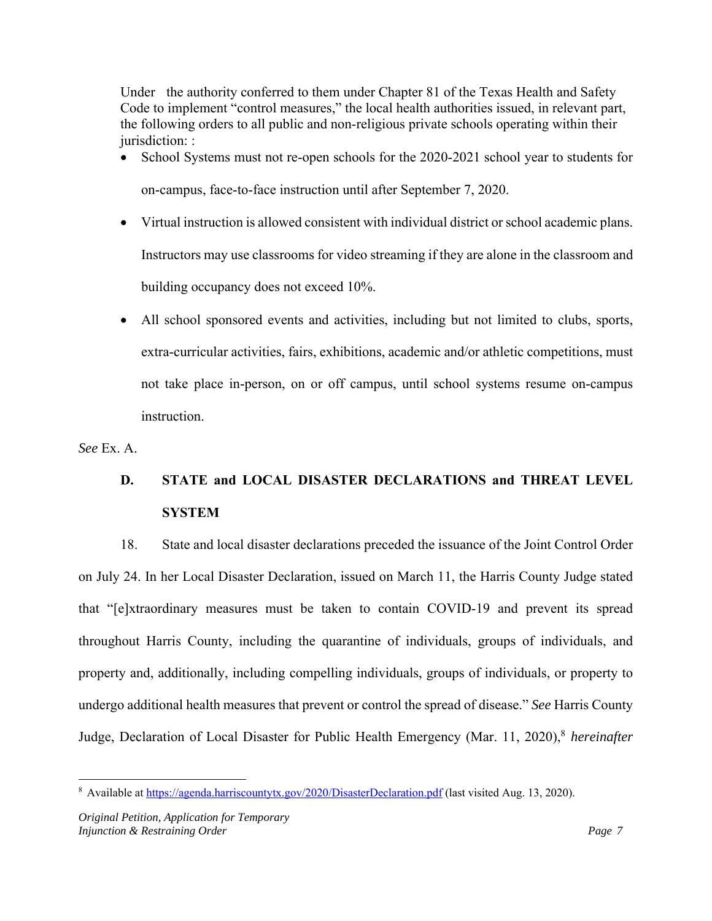Under the authority conferred to them under Chapter 81 of the Texas Health and Safety Code to implement "control measures," the local health authorities issued, in relevant part, the following orders to all public and non-religious private schools operating within their jurisdiction: :

- School Systems must not re-open schools for the 2020-2021 school year to students for on-campus, face-to-face instruction until after September 7, 2020.
- Virtual instruction is allowed consistent with individual district or school academic plans. Instructors may use classrooms for video streaming if they are alone in the classroom and building occupancy does not exceed 10%.
- All school sponsored events and activities, including but not limited to clubs, sports, extra-curricular activities, fairs, exhibitions, academic and/or athletic competitions, must not take place in-person, on or off campus, until school systems resume on-campus instruction.

*See* Ex. A.

### D. STATE and LOCAL DISASTER DECLARATIONS and THREAT LEVEL SYSTEM

18. State and local disaster declarations preceded the issuance of the Joint Control Order on July 24. In her Local Disaster Declaration, issued on March 11, the Harris County Judge stated that "[e]xtraordinary measures must be taken to contain COVID-19 and prevent its spread throughout Harris County, including the quarantine of individuals, groups of individuals, and property and, additionally, including compelling individuals, groups of individuals, or property to undergo additional health measures that prevent or control the spread of disease." *See* Harris County Judge, Declaration of Local Disaster for Public Health Emergency (Mar. 11, 2020),[8] *hereinafter*

[8] Available at https://agenda.harriscountytx.gov/2020/DisasterDeclaration.pdf (last visited Aug. 13, 2020).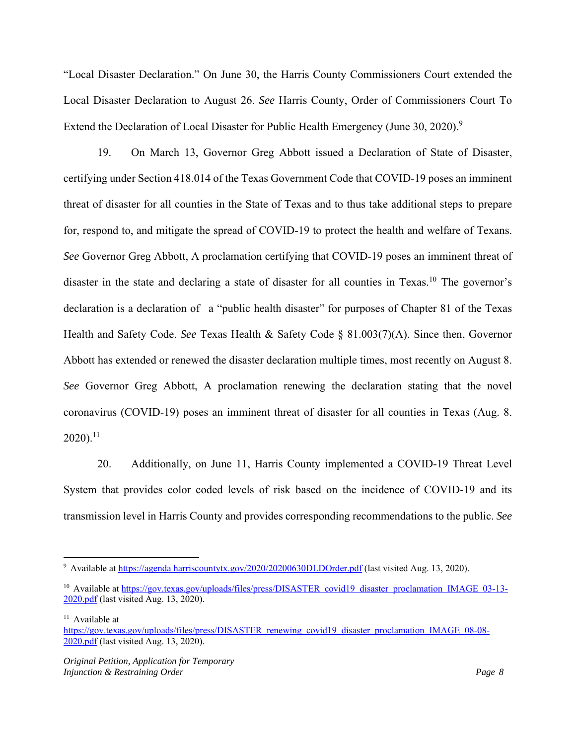"Local Disaster Declaration." On June 30, the Harris County Commissioners Court extended the Local Disaster Declaration to August 26. *See* Harris County, Order of Commissioners Court To Extend the Declaration of Local Disaster for Public Health Emergency (June 30, 2020).[9]

19. On March 13, Governor Greg Abbott issued a Declaration of State of Disaster, certifying under Section 418.014 of the Texas Government Code that COVID-19 poses an imminent threat of disaster for all counties in the State of Texas and to thus take additional steps to prepare for, respond to, and mitigate the spread of COVID-19 to protect the health and welfare of Texans. *See* Governor Greg Abbott, A proclamation certifying that COVID-19 poses an imminent threat of disaster in the state and declaring a state of disaster for all counties in Texas.[10] The governor's declaration is a declaration of a "public health disaster" for purposes of Chapter 81 of the Texas Health and Safety Code. *See* Texas Health & Safety Code § 81.003(7)(A). Since then, Governor Abbott has extended or renewed the disaster declaration multiple times, most recently on August 8. *See* Governor Greg Abbott, A proclamation renewing the declaration stating that the novel coronavirus (COVID-19) poses an imminent threat of disaster for all counties in Texas (Aug. 8. 2020).[11]

20. Additionally, on June 11, Harris County implemented a COVID-19 Threat Level System that provides color coded levels of risk based on the incidence of COVID-19 and its transmission level in Harris County and provides corresponding recommendations to the public. *See*

---

[9] Available at https://agenda.harriscountytx.gov/2020/20200630DLDOrder.pdf (last visited Aug. 13, 2020).

[10] Available at https://gov.texas.gov/uploads/files/press/DISASTER_covid19_disaster_proclamation_IMAGE_03-13-2020.pdf (last visited Aug. 13, 2020).

[11] Available at https://gov.texas.gov/uploads/files/press/DISASTER_renewing_covid19_disaster_proclamation_IMAGE_08-08-2020.pdf (last visited Aug. 13, 2020).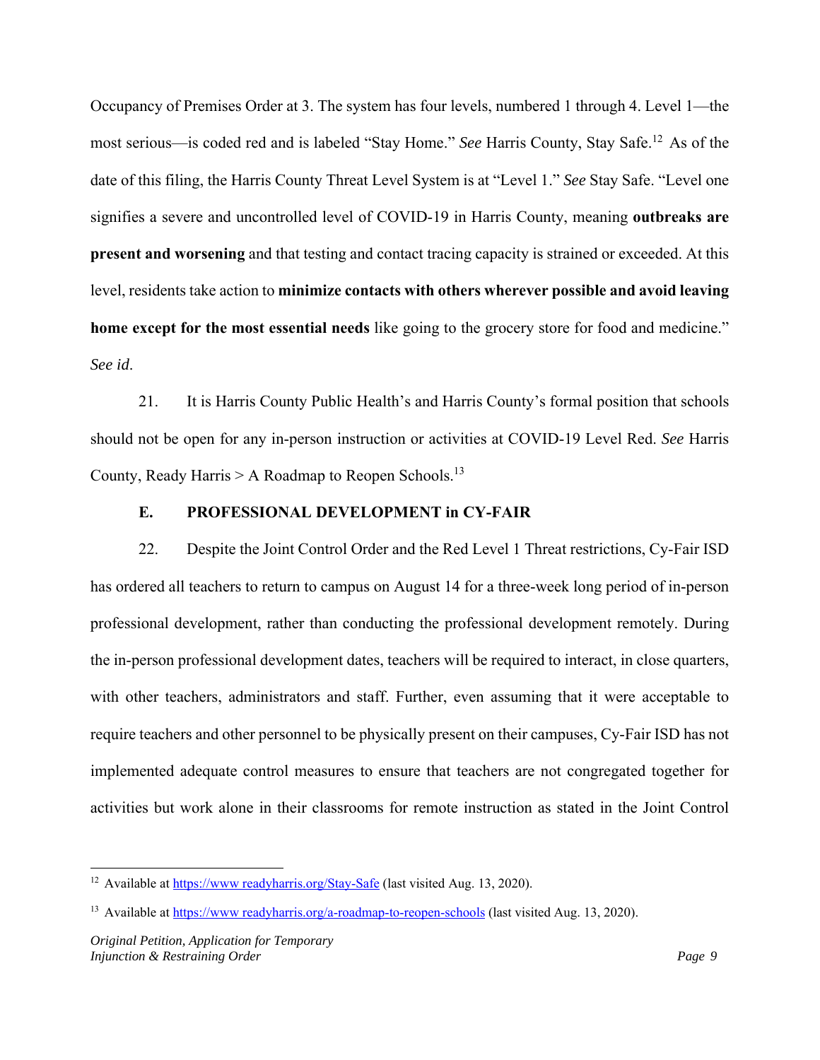Occupancy of Premises Order at 3. The system has four levels, numbered 1 through 4. Level 1—the most serious—is coded red and is labeled "Stay Home." *See* Harris County, Stay Safe.[12] As of the date of this filing, the Harris County Threat Level System is at "Level 1." *See* Stay Safe. "Level one signifies a severe and uncontrolled level of COVID-19 in Harris County, meaning **outbreaks are present and worsening** and that testing and contact tracing capacity is strained or exceeded. At this level, residents take action to **minimize contacts with others wherever possible and avoid leaving home except for the most essential needs** like going to the grocery store for food and medicine." *See id*.

21. It is Harris County Public Health's and Harris County's formal position that schools should not be open for any in-person instruction or activities at COVID-19 Level Red. *See* Harris County, Ready Harris > A Roadmap to Reopen Schools.[13]

### E. PROFESSIONAL DEVELOPMENT in CY-FAIR

22. Despite the Joint Control Order and the Red Level 1 Threat restrictions, Cy-Fair ISD has ordered all teachers to return to campus on August 14 for a three-week long period of in-person professional development, rather than conducting the professional development remotely. During the in-person professional development dates, teachers will be required to interact, in close quarters, with other teachers, administrators and staff. Further, even assuming that it were acceptable to require teachers and other personnel to be physically present on their campuses, Cy-Fair ISD has not implemented adequate control measures to ensure that teachers are not congregated together for activities but work alone in their classrooms for remote instruction as stated in the Joint Control

---

[12] Available at https://www.readyharris.org/Stay-Safe (last visited Aug. 13, 2020).

[13] Available at https://www.readyharris.org/a-roadmap-to-reopen-schools (last visited Aug. 13, 2020).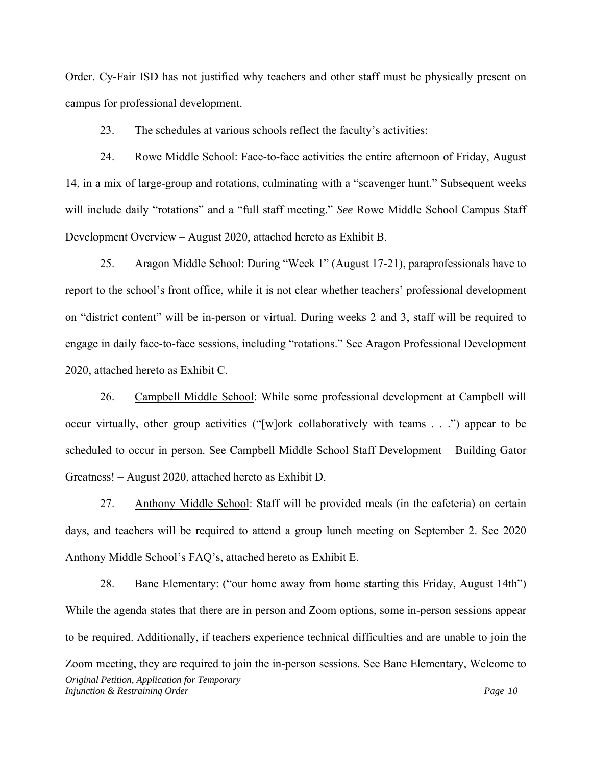Order. Cy-Fair ISD has not justified why teachers and other staff must be physically present on campus for professional development.

23. The schedules at various schools reflect the faculty's activities:

24. Rowe Middle School: Face-to-face activities the entire afternoon of Friday, August 14, in a mix of large-group and rotations, culminating with a "scavenger hunt." Subsequent weeks will include daily "rotations" and a "full staff meeting." *See* Rowe Middle School Campus Staff Development Overview – August 2020, attached hereto as Exhibit B.

25. Aragon Middle School: During "Week 1" (August 17-21), paraprofessionals have to report to the school's front office, while it is not clear whether teachers' professional development on "district content" will be in-person or virtual. During weeks 2 and 3, staff will be required to engage in daily face-to-face sessions, including "rotations." See Aragon Professional Development 2020, attached hereto as Exhibit C.

26. Campbell Middle School: While some professional development at Campbell will occur virtually, other group activities ("[w]ork collaboratively with teams . . .") appear to be scheduled to occur in person. See Campbell Middle School Staff Development – Building Gator Greatness! – August 2020, attached hereto as Exhibit D.

27. Anthony Middle School: Staff will be provided meals (in the cafeteria) on certain days, and teachers will be required to attend a group lunch meeting on September 2. See 2020 Anthony Middle School's FAQ's, attached hereto as Exhibit E.

28. Bane Elementary: ("our home away from home starting this Friday, August 14th") While the agenda states that there are in person and Zoom options, some in-person sessions appear to be required. Additionally, if teachers experience technical difficulties and are unable to join the Zoom meeting, they are required to join the in-person sessions. See Bane Elementary, Welcome to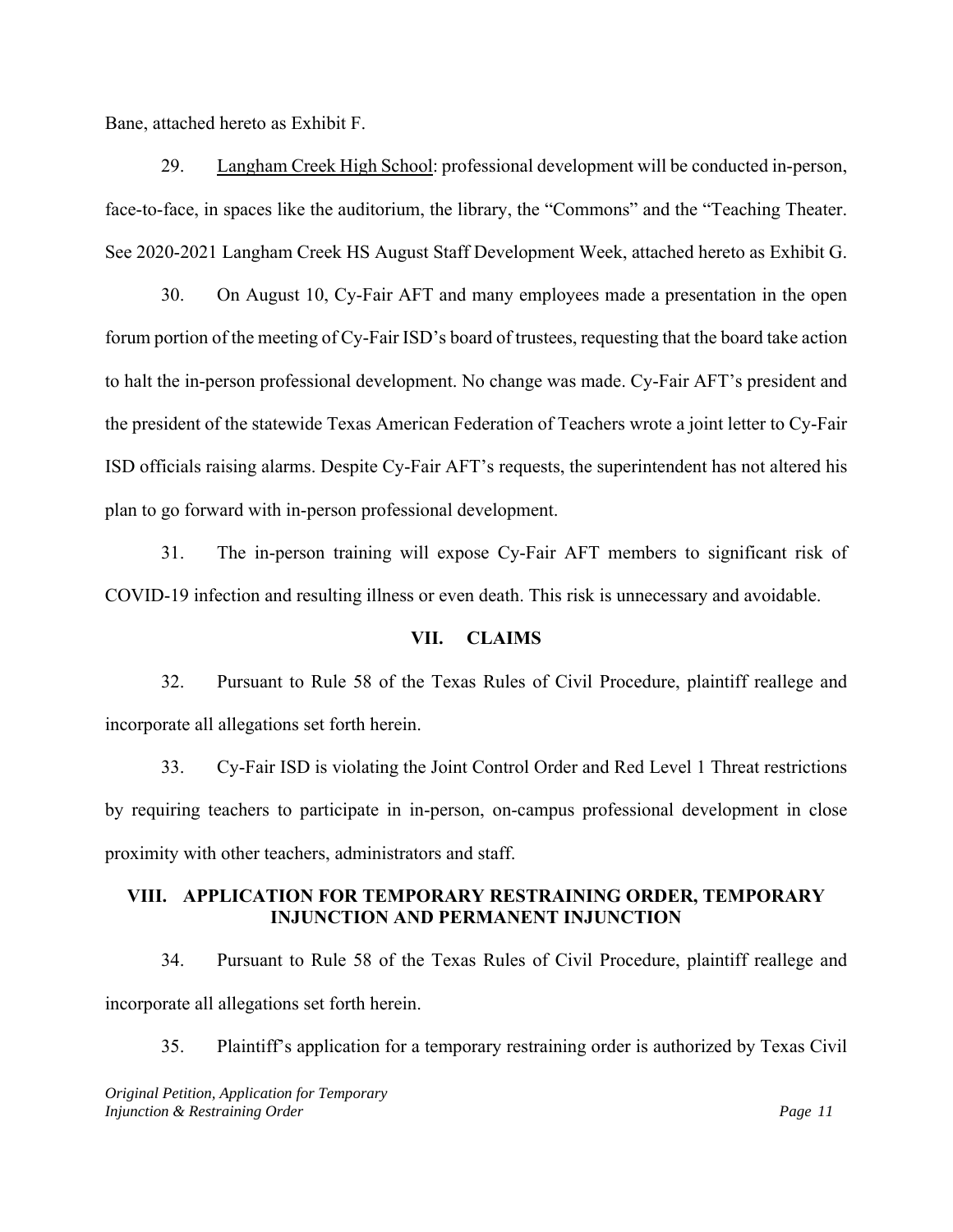Bane, attached hereto as Exhibit F.

29. Langham Creek High School: professional development will be conducted in-person, face-to-face, in spaces like the auditorium, the library, the "Commons" and the "Teaching Theater. See 2020-2021 Langham Creek HS August Staff Development Week, attached hereto as Exhibit G.

30. On August 10, Cy-Fair AFT and many employees made a presentation in the open forum portion of the meeting of Cy-Fair ISD's board of trustees, requesting that the board take action to halt the in-person professional development. No change was made. Cy-Fair AFT's president and the president of the statewide Texas American Federation of Teachers wrote a joint letter to Cy-Fair ISD officials raising alarms. Despite Cy-Fair AFT's requests, the superintendent has not altered his plan to go forward with in-person professional development.

31. The in-person training will expose Cy-Fair AFT members to significant risk of COVID-19 infection and resulting illness or even death. This risk is unnecessary and avoidable.

## VII. CLAIMS

32. Pursuant to Rule 58 of the Texas Rules of Civil Procedure, plaintiff reallege and incorporate all allegations set forth herein.

33. Cy-Fair ISD is violating the Joint Control Order and Red Level 1 Threat restrictions by requiring teachers to participate in in-person, on-campus professional development in close proximity with other teachers, administrators and staff.

## VIII. APPLICATION FOR TEMPORARY RESTRAINING ORDER, TEMPORARY INJUNCTION AND PERMANENT INJUNCTION

34. Pursuant to Rule 58 of the Texas Rules of Civil Procedure, plaintiff reallege and incorporate all allegations set forth herein.

35. Plaintiff's application for a temporary restraining order is authorized by Texas Civil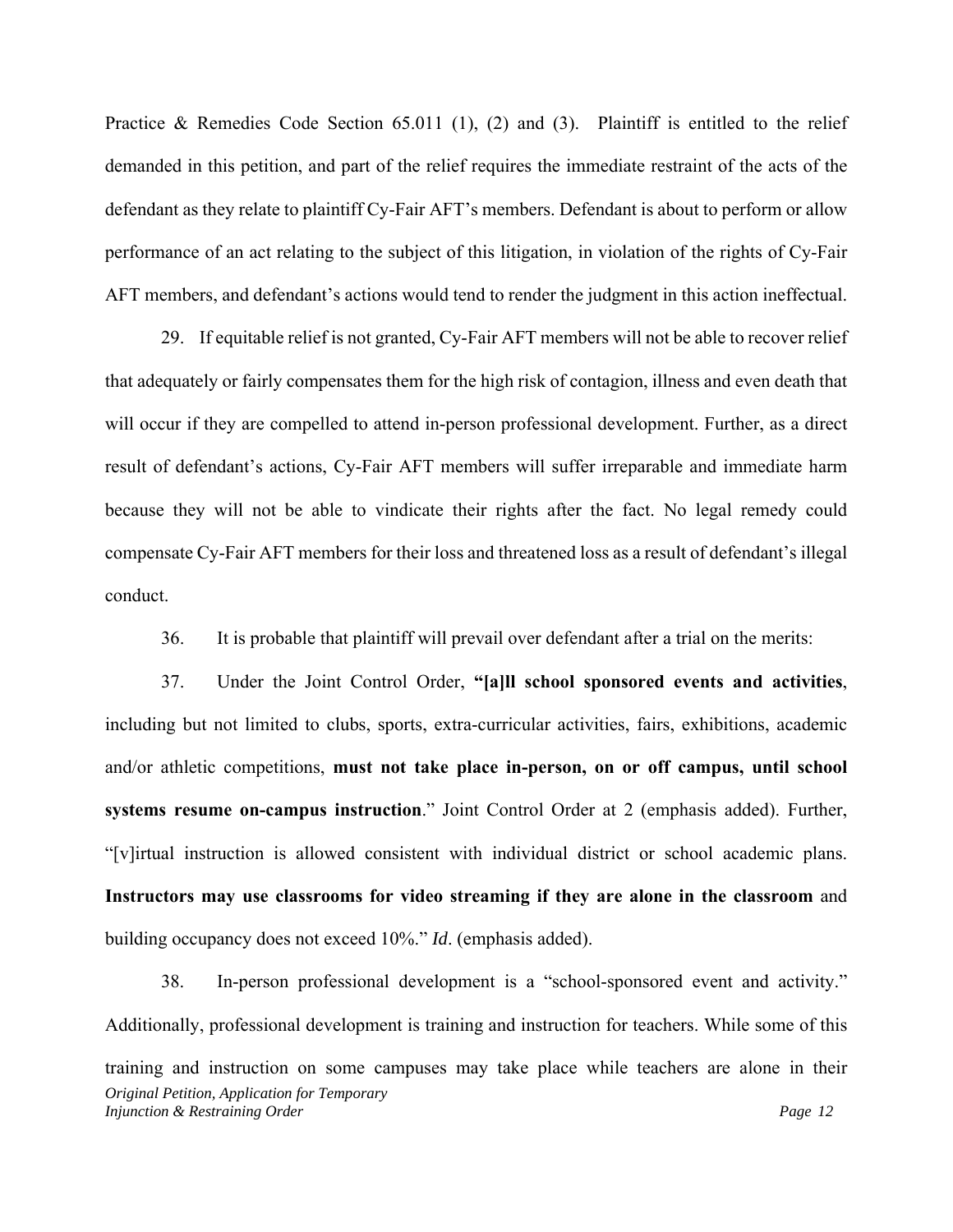Practice & Remedies Code Section 65.011 (1), (2) and (3). Plaintiff is entitled to the relief demanded in this petition, and part of the relief requires the immediate restraint of the acts of the defendant as they relate to plaintiff Cy-Fair AFT's members. Defendant is about to perform or allow performance of an act relating to the subject of this litigation, in violation of the rights of Cy-Fair AFT members, and defendant's actions would tend to render the judgment in this action ineffectual.

29. If equitable relief is not granted, Cy-Fair AFT members will not be able to recover relief that adequately or fairly compensates them for the high risk of contagion, illness and even death that will occur if they are compelled to attend in-person professional development. Further, as a direct result of defendant's actions, Cy-Fair AFT members will suffer irreparable and immediate harm because they will not be able to vindicate their rights after the fact. No legal remedy could compensate Cy-Fair AFT members for their loss and threatened loss as a result of defendant's illegal conduct.

36. It is probable that plaintiff will prevail over defendant after a trial on the merits:

37. Under the Joint Control Order, **"[a]ll school sponsored events and activities**, including but not limited to clubs, sports, extra-curricular activities, fairs, exhibitions, academic and/or athletic competitions, **must not take place in-person, on or off campus, until school systems resume on-campus instruction**." Joint Control Order at 2 (emphasis added). Further, "[v]irtual instruction is allowed consistent with individual district or school academic plans. **Instructors may use classrooms for video streaming if they are alone in the classroom** and building occupancy does not exceed 10%." *Id*. (emphasis added).

38. In-person professional development is a "school-sponsored event and activity." Additionally, professional development is training and instruction for teachers. While some of this training and instruction on some campuses may take place while teachers are alone in their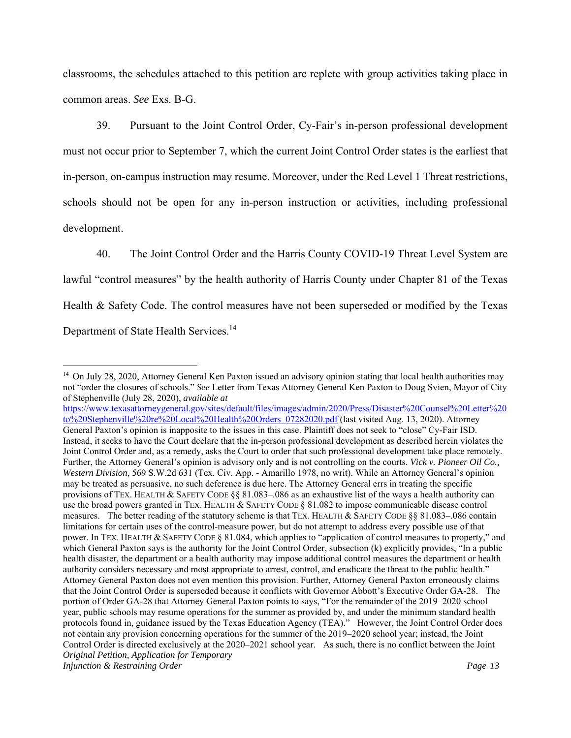classrooms, the schedules attached to this petition are replete with group activities taking place in common areas. *See* Exs. B-G.

39. Pursuant to the Joint Control Order, Cy-Fair's in-person professional development must not occur prior to September 7, which the current Joint Control Order states is the earliest that in-person, on-campus instruction may resume. Moreover, under the Red Level 1 Threat restrictions, schools should not be open for any in-person instruction or activities, including professional development.

40. The Joint Control Order and the Harris County COVID-19 Threat Level System are lawful "control measures" by the health authority of Harris County under Chapter 81 of the Texas Health & Safety Code. The control measures have not been superseded or modified by the Texas Department of State Health Services.[14]

---

[14] On July 28, 2020, Attorney General Ken Paxton issued an advisory opinion stating that local health authorities may not "order the closures of schools." *See* Letter from Texas Attorney General Ken Paxton to Doug Svien, Mayor of City of Stephenville (July 28, 2020), *available at* https://www.texasattorneygeneral.gov/sites/default/files/images/admin/2020/Press/Disaster%20Counsel%20Letter%20to%20Stephenville%20re%20Local%20Health%20Orders_07282020.pdf (last visited Aug. 13, 2020). Attorney General Paxton's opinion is inapposite to the issues in this case. Plaintiff does not seek to "close" Cy-Fair ISD. Instead, it seeks to have the Court declare that the in-person professional development as described herein violates the Joint Control Order and, as a remedy, asks the Court to order that such professional development take place remotely. Further, the Attorney General's opinion is advisory only and is not controlling on the courts. *Vick v. Pioneer Oil Co., Western Division*, 569 S.W.2d 631 (Tex. Civ. App. - Amarillo 1978, no writ). While an Attorney General's opinion may be treated as persuasive, no such deference is due here. The Attorney General errs in treating the specific provisions of TEX. HEALTH & SAFETY CODE §§ 81.083–.086 as an exhaustive list of the ways a health authority can use the broad powers granted in TEX. HEALTH & SAFETY CODE § 81.082 to impose communicable disease control measures. The better reading of the statutory scheme is that TEX. HEALTH & SAFETY CODE §§ 81.083–.086 contain limitations for certain uses of the control-measure power, but do not attempt to address every possible use of that power. In TEX. HEALTH & SAFETY CODE § 81.084, which applies to "application of control measures to property," and which General Paxton says is the authority for the Joint Control Order, subsection (k) explicitly provides, "In a public health disaster, the department or a health authority may impose additional control measures the department or health authority considers necessary and most appropriate to arrest, control, and eradicate the threat to the public health." Attorney General Paxton does not even mention this provision. Further, Attorney General Paxton erroneously claims that the Joint Control Order is superseded because it conflicts with Governor Abbott's Executive Order GA-28. The portion of Order GA-28 that Attorney General Paxton points to says, "For the remainder of the 2019–2020 school year, public schools may resume operations for the summer as provided by, and under the minimum standard health protocols found in, guidance issued by the Texas Education Agency (TEA)." However, the Joint Control Order does not contain any provision concerning operations for the summer of the 2019–2020 school year; instead, the Joint Control Order is directed exclusively at the 2020–2021 school year. As such, there is no conflict between the Joint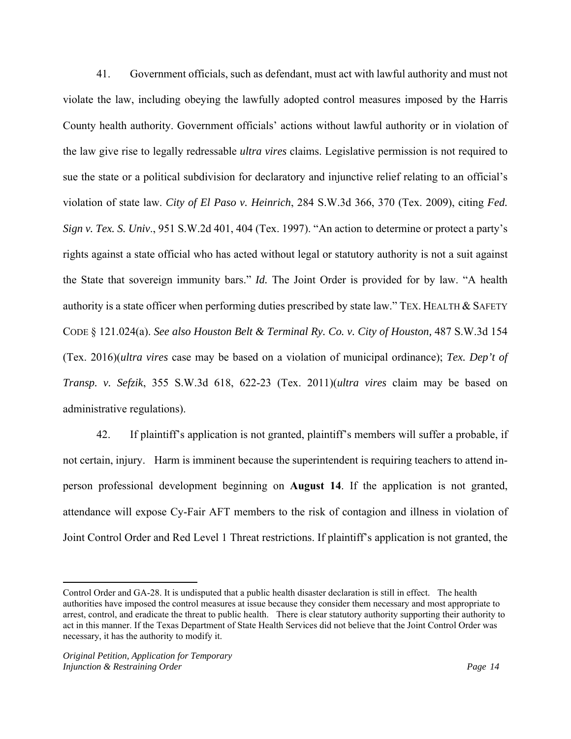41. Government officials, such as defendant, must act with lawful authority and must not violate the law, including obeying the lawfully adopted control measures imposed by the Harris County health authority. Government officials' actions without lawful authority or in violation of the law give rise to legally redressable *ultra vires* claims. Legislative permission is not required to sue the state or a political subdivision for declaratory and injunctive relief relating to an official's violation of state law. *City of El Paso v. Heinrich*, 284 S.W.3d 366, 370 (Tex. 2009), citing *Fed. Sign v. Tex. S. Univ*., 951 S.W.2d 401, 404 (Tex. 1997). "An action to determine or protect a party's rights against a state official who has acted without legal or statutory authority is not a suit against the State that sovereign immunity bars." *Id.* The Joint Order is provided for by law. "A health authority is a state officer when performing duties prescribed by state law." TEX. HEALTH & SAFETY CODE § 121.024(a). *See also Houston Belt & Terminal Ry. Co. v. City of Houston,* 487 S.W.3d 154 (Tex. 2016)(*ultra vires* case may be based on a violation of municipal ordinance); *Tex. Dep't of Transp. v. Sefzik*, 355 S.W.3d 618, 622-23 (Tex. 2011)(*ultra vires* claim may be based on administrative regulations).

42. If plaintiff's application is not granted, plaintiff's members will suffer a probable, if not certain, injury. Harm is imminent because the superintendent is requiring teachers to attend in-person professional development beginning on **August 14**. If the application is not granted, attendance will expose Cy-Fair AFT members to the risk of contagion and illness in violation of Joint Control Order and Red Level 1 Threat restrictions. If plaintiff's application is not granted, the

---

Control Order and GA-28. It is undisputed that a public health disaster declaration is still in effect. The health authorities have imposed the control measures at issue because they consider them necessary and most appropriate to arrest, control, and eradicate the threat to public health. There is clear statutory authority supporting their authority to act in this manner. If the Texas Department of State Health Services did not believe that the Joint Control Order was necessary, it has the authority to modify it.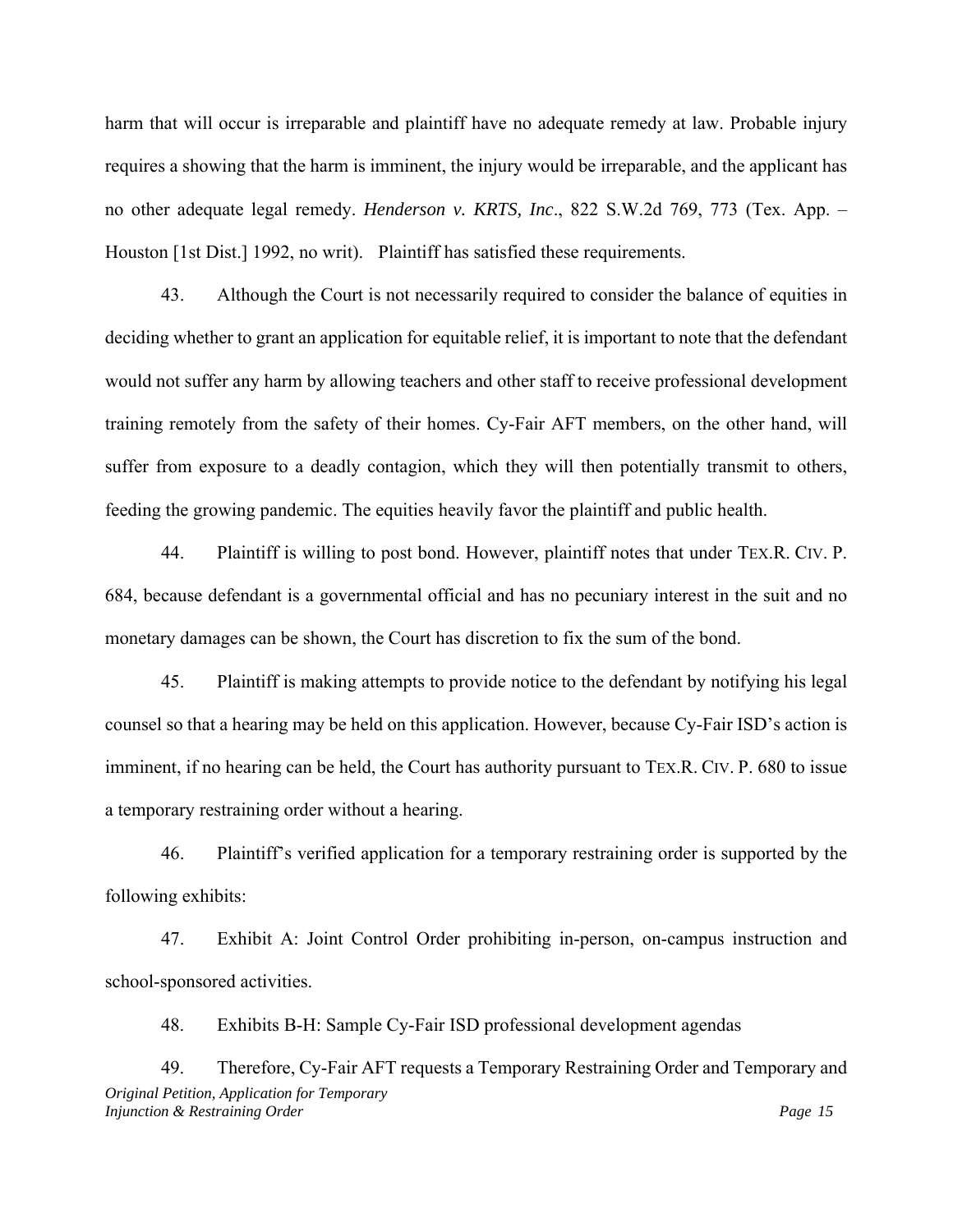harm that will occur is irreparable and plaintiff have no adequate remedy at law. Probable injury requires a showing that the harm is imminent, the injury would be irreparable, and the applicant has no other adequate legal remedy. *Henderson v. KRTS, Inc*., 822 S.W.2d 769, 773 (Tex. App. – Houston [1st Dist.] 1992, no writ). Plaintiff has satisfied these requirements.

43. Although the Court is not necessarily required to consider the balance of equities in deciding whether to grant an application for equitable relief, it is important to note that the defendant would not suffer any harm by allowing teachers and other staff to receive professional development training remotely from the safety of their homes. Cy-Fair AFT members, on the other hand, will suffer from exposure to a deadly contagion, which they will then potentially transmit to others, feeding the growing pandemic. The equities heavily favor the plaintiff and public health.

44. Plaintiff is willing to post bond. However, plaintiff notes that under TEX.R. CIV. P. 684, because defendant is a governmental official and has no pecuniary interest in the suit and no monetary damages can be shown, the Court has discretion to fix the sum of the bond.

45. Plaintiff is making attempts to provide notice to the defendant by notifying his legal counsel so that a hearing may be held on this application. However, because Cy-Fair ISD's action is imminent, if no hearing can be held, the Court has authority pursuant to TEX.R. CIV. P. 680 to issue a temporary restraining order without a hearing.

46. Plaintiff's verified application for a temporary restraining order is supported by the following exhibits:

47. Exhibit A: Joint Control Order prohibiting in-person, on-campus instruction and school-sponsored activities.

48. Exhibits B-H: Sample Cy-Fair ISD professional development agendas

49. Therefore, Cy-Fair AFT requests a Temporary Restraining Order and Temporary and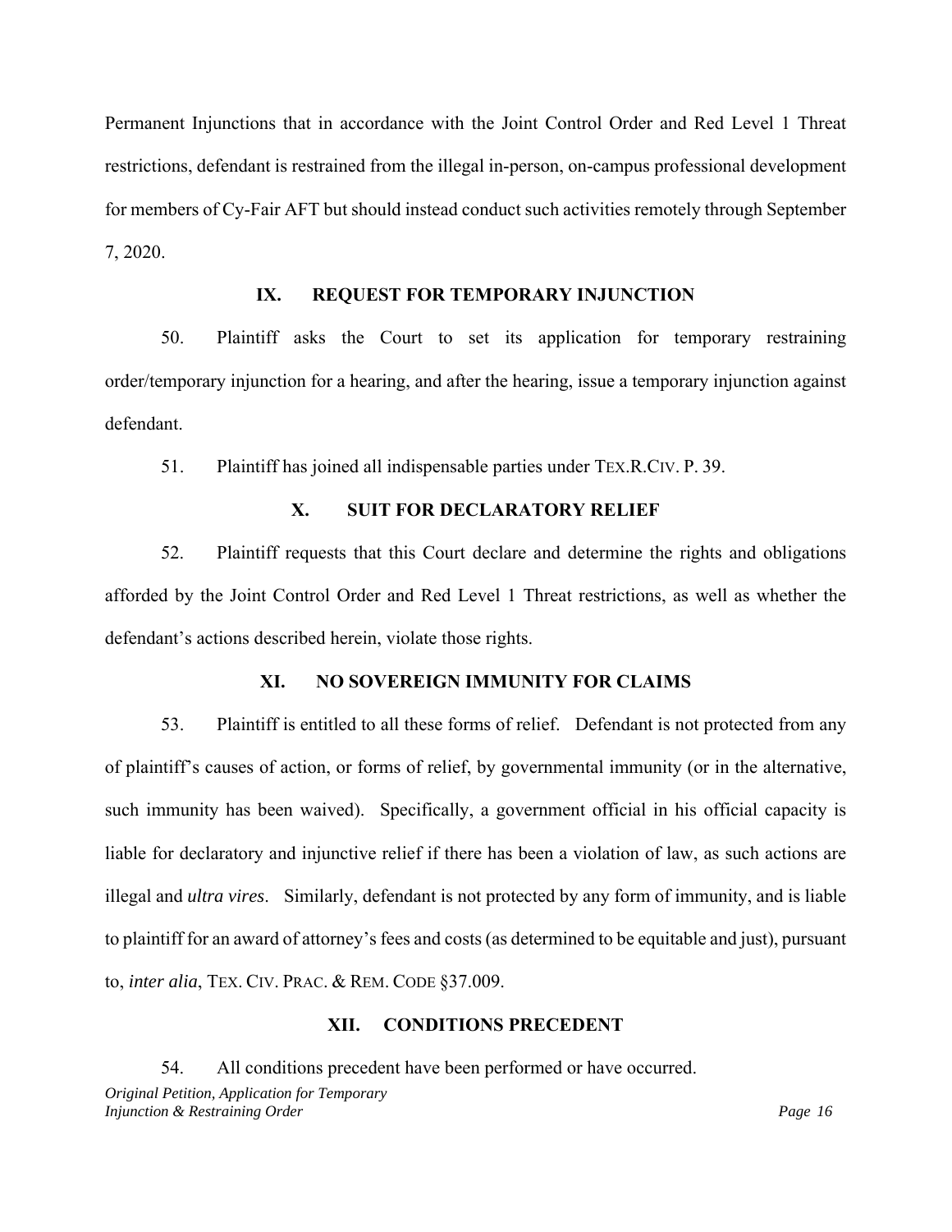Permanent Injunctions that in accordance with the Joint Control Order and Red Level 1 Threat restrictions, defendant is restrained from the illegal in-person, on-campus professional development for members of Cy-Fair AFT but should instead conduct such activities remotely through September 7, 2020.

## IX. REQUEST FOR TEMPORARY INJUNCTION

50. Plaintiff asks the Court to set its application for temporary restraining order/temporary injunction for a hearing, and after the hearing, issue a temporary injunction against defendant.

51. Plaintiff has joined all indispensable parties under TEX.R.CIV. P. 39.

## X. SUIT FOR DECLARATORY RELIEF

52. Plaintiff requests that this Court declare and determine the rights and obligations afforded by the Joint Control Order and Red Level 1 Threat restrictions, as well as whether the defendant's actions described herein, violate those rights.

## XI. NO SOVEREIGN IMMUNITY FOR CLAIMS

53. Plaintiff is entitled to all these forms of relief. Defendant is not protected from any of plaintiff's causes of action, or forms of relief, by governmental immunity (or in the alternative, such immunity has been waived). Specifically, a government official in his official capacity is liable for declaratory and injunctive relief if there has been a violation of law, as such actions are illegal and *ultra vires*. Similarly, defendant is not protected by any form of immunity, and is liable to plaintiff for an award of attorney's fees and costs (as determined to be equitable and just), pursuant to, *inter alia*, TEX. CIV. PRAC. & REM. CODE §37.009.

## XII. CONDITIONS PRECEDENT

54. All conditions precedent have been performed or have occurred.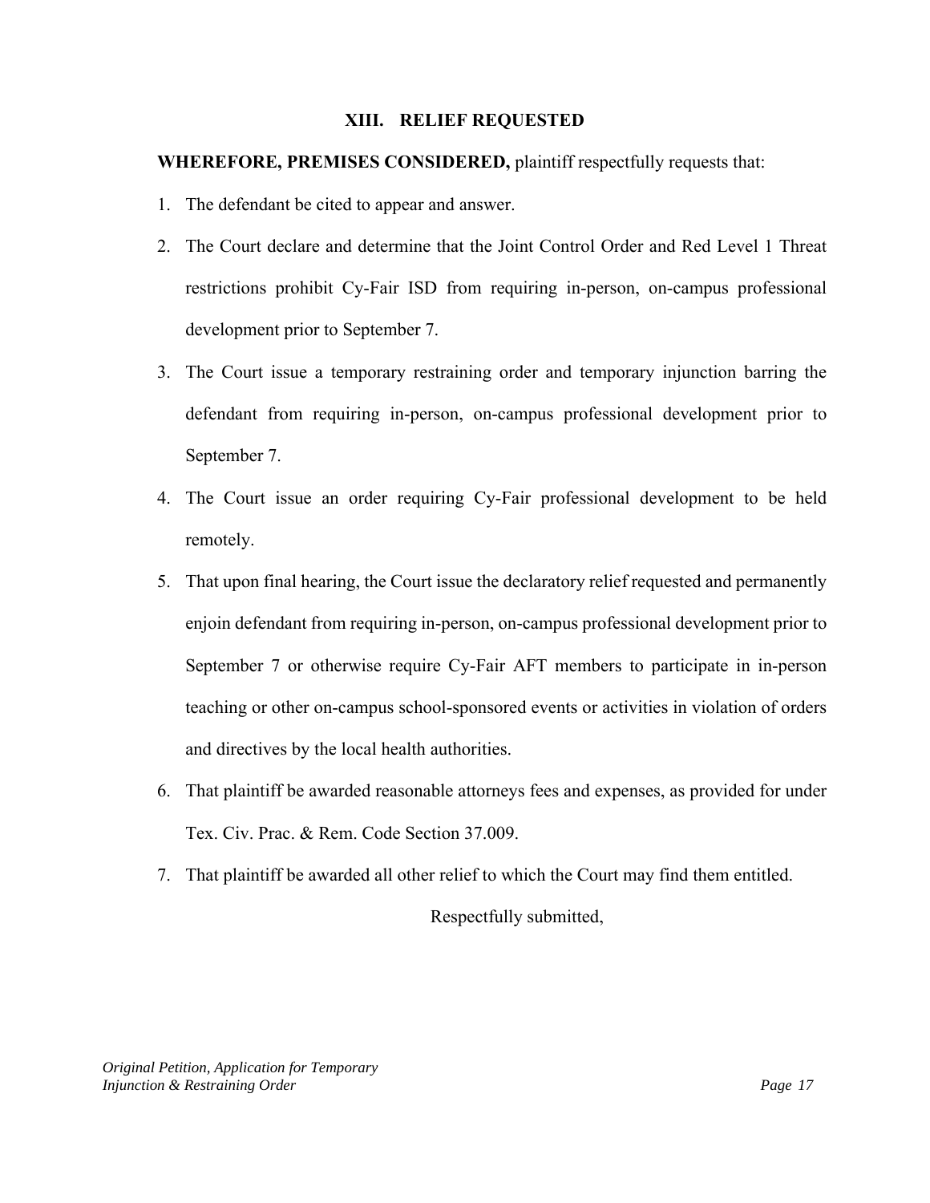## XIII. RELIEF REQUESTED

**WHEREFORE, PREMISES CONSIDERED,** plaintiff respectfully requests that:

1. The defendant be cited to appear and answer.
2. The Court declare and determine that the Joint Control Order and Red Level 1 Threat restrictions prohibit Cy-Fair ISD from requiring in-person, on-campus professional development prior to September 7.
3. The Court issue a temporary restraining order and temporary injunction barring the defendant from requiring in-person, on-campus professional development prior to September 7.
4. The Court issue an order requiring Cy-Fair professional development to be held remotely.
5. That upon final hearing, the Court issue the declaratory relief requested and permanently enjoin defendant from requiring in-person, on-campus professional development prior to September 7 or otherwise require Cy-Fair AFT members to participate in in-person teaching or other on-campus school-sponsored events or activities in violation of orders and directives by the local health authorities.
6. That plaintiff be awarded reasonable attorneys fees and expenses, as provided for under Tex. Civ. Prac. & Rem. Code Section 37.009.
7. That plaintiff be awarded all other relief to which the Court may find them entitled.

Respectfully submitted,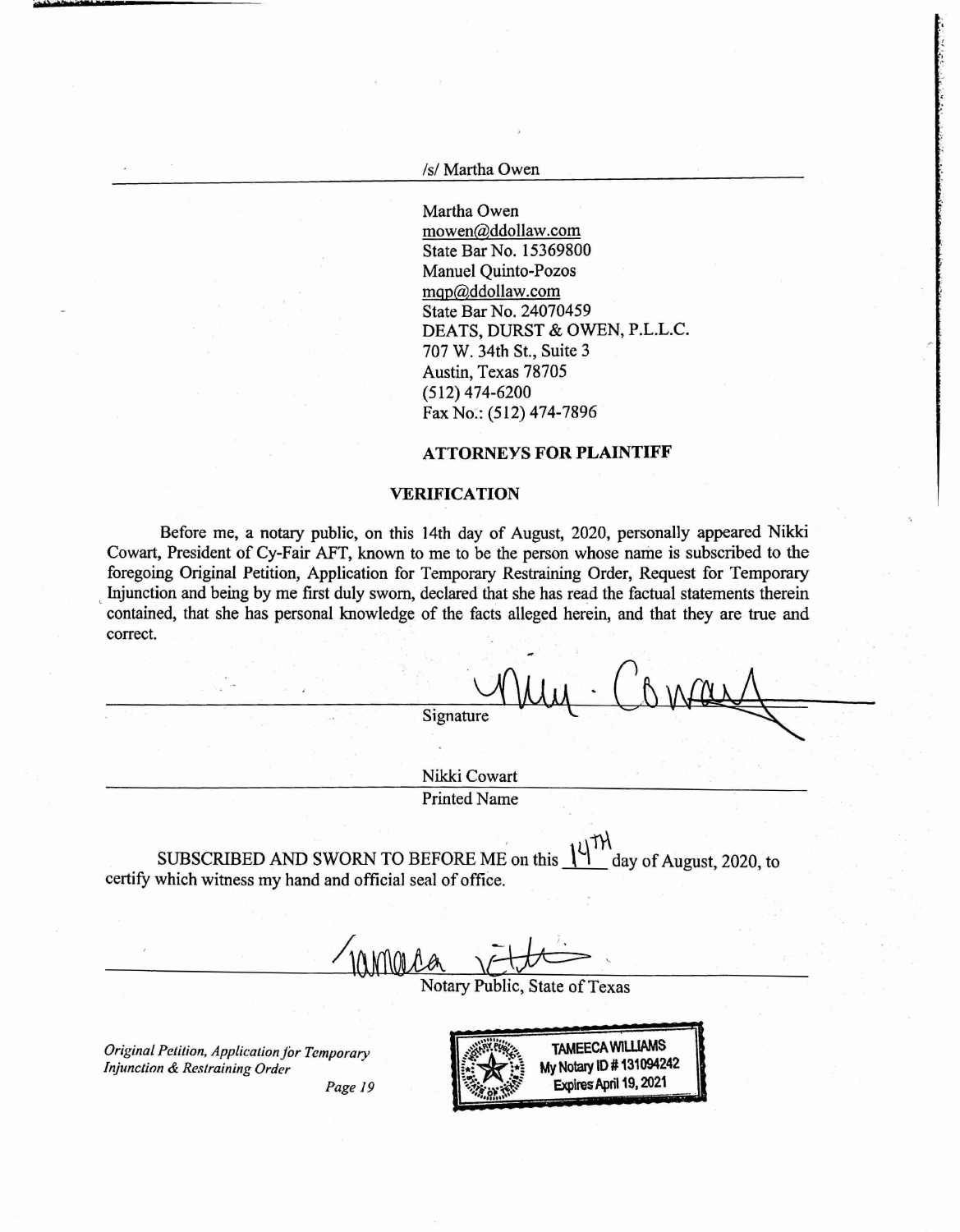/s/ Martha Owen

Martha Owen
mowen@ddollaw.com
State Bar No. 15369800
Manuel Quinto-Pozos
mqp@ddollaw.com
State Bar No. 24070459
DEATS, DURST & OWEN, P.L.L.C.
707 W. 34th St., Suite 3
Austin, Texas 78705
(512) 474-6200
Fax No.: (512) 474-7896

**ATTORNEYS FOR PLAINTIFF**

## VERIFICATION

Before me, a notary public, on this 14th day of August, 2020, personally appeared Nikki Cowart, President of Cy-Fair AFT, known to me to be the person whose name is subscribed to the foregoing Original Petition, Application for Temporary Restraining Order, Request for Temporary Injunction and being by me first duly sworn, declared that she has read the factual statements therein contained, that she has personal knowledge of the facts alleged herein, and that they are true and correct.

Nikki Cowart
Signature

Nikki Cowart
Printed Name

SUBSCRIBED AND SWORN TO BEFORE ME on this 14TH day of August, 2020, to certify which witness my hand and official seal of office.

Tameeca Williams
Notary Public, State of Texas

TAMEECA WILLIAMS
My Notary ID # 131094242
Expires April 19, 2021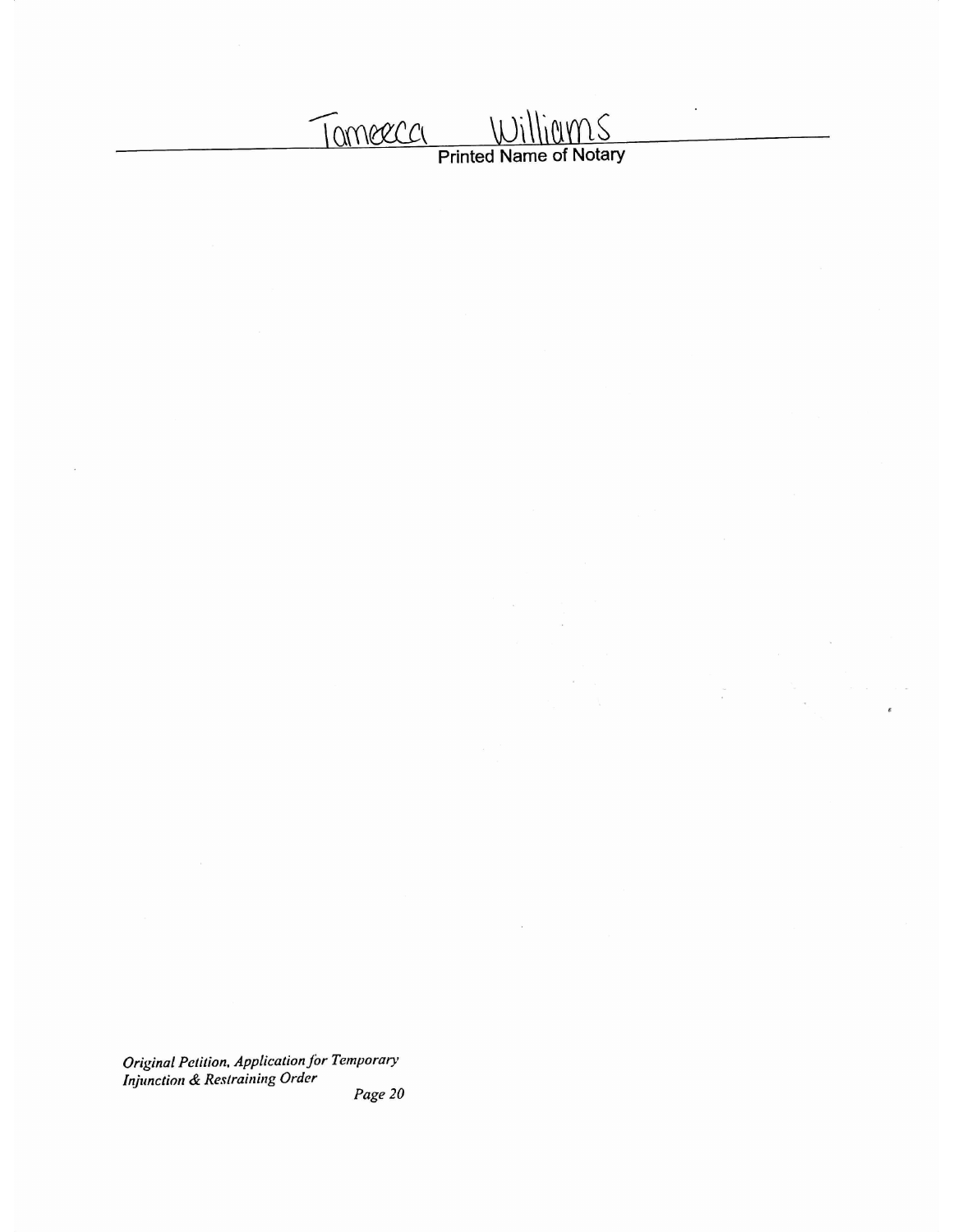Tameeca Williams

Printed Name of Notary

*Original Petition, Application for Temporary Injunction & Restraining Order*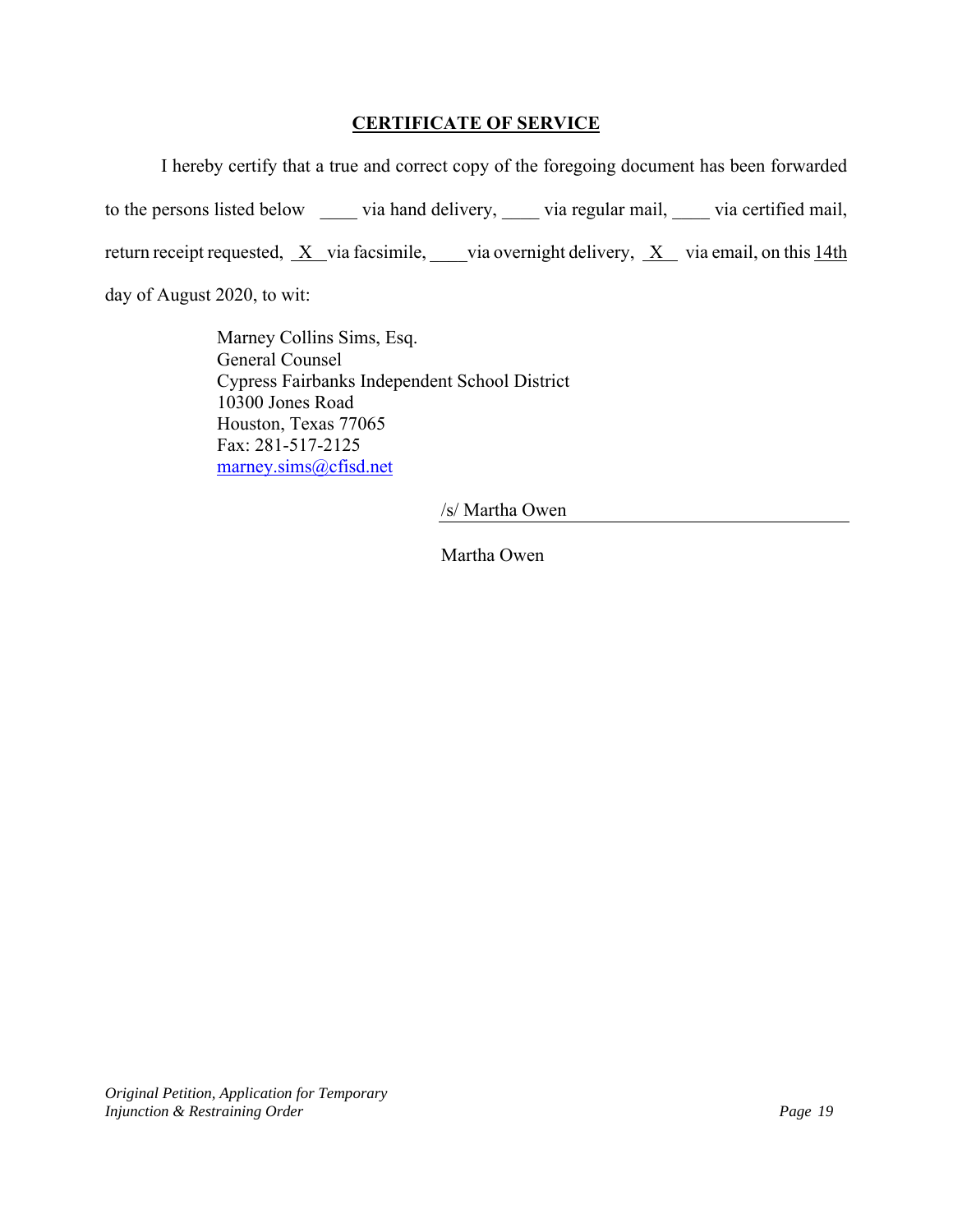**CERTIFICATE OF SERVICE**

I hereby certify that a true and correct copy of the foregoing document has been forwarded to the persons listed below ____ via hand delivery, ____ via regular mail, ____ via certified mail, return receipt requested, X via facsimile, ____via overnight delivery, X via email, on this 14th day of August 2020, to wit:

Marney Collins Sims, Esq.
General Counsel
Cypress Fairbanks Independent School District
10300 Jones Road
Houston, Texas 77065
Fax: 281-517-2125
marney.sims@cfisd.net

/s/ Martha Owen

Martha Owen